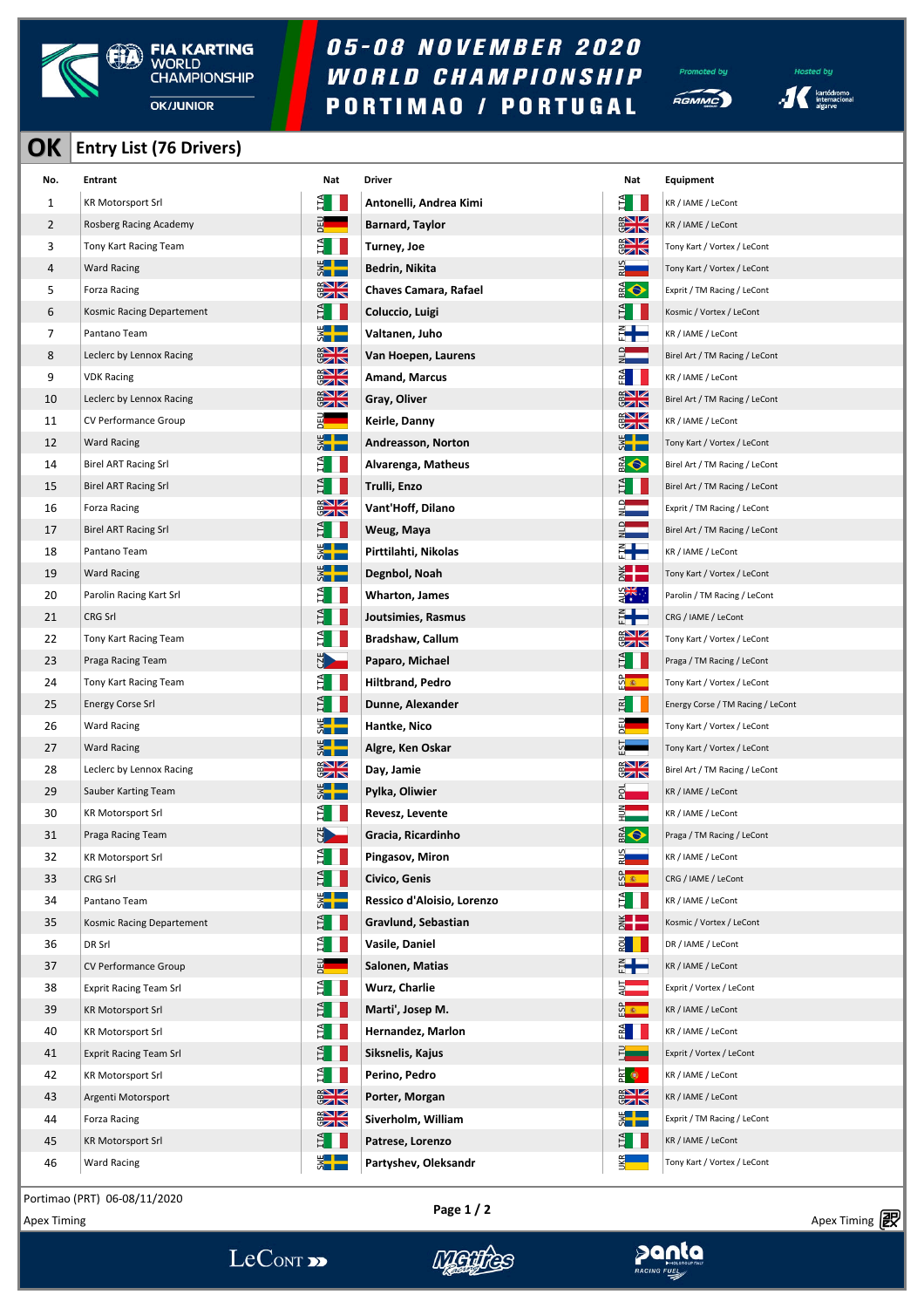# FIA KARTING WORLD CHAMPIONSHIP – OK/JUNIOR

## 05-08 NOVEMBER 2020 WORLD CHAMPIONSHIP PORTIMAO / PORTUGAL

Promoted by RGMMC — Hosted by Kartódromo Internacional Algarve

## OK Entry List (76 Drivers)

| No. | Entrant | Nat | Driver | Nat | Equipment |
|---|---|---|---|---|---|
| 1 | KR Motorsport Srl | ITA | Antonelli, Andrea Kimi | ITA | KR / IAME / LeCont |
| 2 | Rosberg Racing Academy | DEU | Barnard, Taylor | GBR | KR / IAME / LeCont |
| 3 | Tony Kart Racing Team | ITA | Turney, Joe | GBR | Tony Kart / Vortex / LeCont |
| 4 | Ward Racing | SWE | Bedrin, Nikita | RUS | Tony Kart / Vortex / LeCont |
| 5 | Forza Racing | GBR | Chaves Camara, Rafael | BRA | Exprit / TM Racing / LeCont |
| 6 | Kosmic Racing Departement | ITA | Coluccio, Luigi | ITA | Kosmic / Vortex / LeCont |
| 7 | Pantano Team | SWE | Valtanen, Juho | FIN | KR / IAME / LeCont |
| 8 | Leclerc by Lennox Racing | GBR | Van Hoepen, Laurens | NLD | Birel Art / TM Racing / LeCont |
| 9 | VDK Racing | GBR | Amand, Marcus | FRA | KR / IAME / LeCont |
| 10 | Leclerc by Lennox Racing | GBR | Gray, Oliver | GBR | Birel Art / TM Racing / LeCont |
| 11 | CV Performance Group | DEU | Keirle, Danny | GBR | KR / IAME / LeCont |
| 12 | Ward Racing | SWE | Andreasson, Norton | SWE | Tony Kart / Vortex / LeCont |
| 14 | Birel ART Racing Srl | ITA | Alvarenga, Matheus | BRA | Birel Art / TM Racing / LeCont |
| 15 | Birel ART Racing Srl | ITA | Trulli, Enzo | ITA | Birel Art / TM Racing / LeCont |
| 16 | Forza Racing | GBR | Vant'Hoff, Dilano | NLD | Exprit / TM Racing / LeCont |
| 17 | Birel ART Racing Srl | ITA | Weug, Maya | NLD | Birel Art / TM Racing / LeCont |
| 18 | Pantano Team | SWE | Pirttilahti, Nikolas | FIN | KR / IAME / LeCont |
| 19 | Ward Racing | SWE | Degnbol, Noah | DNK | Tony Kart / Vortex / LeCont |
| 20 | Parolin Racing Kart Srl | ITA | Wharton, James | AUS | Parolin / TM Racing / LeCont |
| 21 | CRG Srl | ITA | Joutsimies, Rasmus | FIN | CRG / IAME / LeCont |
| 22 | Tony Kart Racing Team | ITA | Bradshaw, Callum | GBR | Tony Kart / Vortex / LeCont |
| 23 | Praga Racing Team | CZE | Paparo, Michael | ITA | Praga / TM Racing / LeCont |
| 24 | Tony Kart Racing Team | ITA | Hiltbrand, Pedro | ESP | Tony Kart / Vortex / LeCont |
| 25 | Energy Corse Srl | ITA | Dunne, Alexander | IRL | Energy Corse / TM Racing / LeCont |
| 26 | Ward Racing | SWE | Hantke, Nico | DEU | Tony Kart / Vortex / LeCont |
| 27 | Ward Racing | SWE | Algre, Ken Oskar | EST | Tony Kart / Vortex / LeCont |
| 28 | Leclerc by Lennox Racing | GBR | Day, Jamie | GBR | Birel Art / TM Racing / LeCont |
| 29 | Sauber Karting Team | SWE | Pylka, Oliwier | POL | KR / IAME / LeCont |
| 30 | KR Motorsport Srl | ITA | Revesz, Levente | HUN | KR / IAME / LeCont |
| 31 | Praga Racing Team | CZE | Gracia, Ricardinho | BRA | Praga / TM Racing / LeCont |
| 32 | KR Motorsport Srl | ITA | Pingasov, Miron | RUS | KR / IAME / LeCont |
| 33 | CRG Srl | ITA | Civico, Genis | ESP | CRG / IAME / LeCont |
| 34 | Pantano Team | SWE | Ressico d'Aloisio, Lorenzo | ITA | KR / IAME / LeCont |
| 35 | Kosmic Racing Departement | ITA | Gravlund, Sebastian | DNK | Kosmic / Vortex / LeCont |
| 36 | DR Srl | ITA | Vasile, Daniel | ROU | DR / IAME / LeCont |
| 37 | CV Performance Group | DEU | Salonen, Matias | FIN | KR / IAME / LeCont |
| 38 | Exprit Racing Team Srl | ITA | Wurz, Charlie | AUT | Exprit / Vortex / LeCont |
| 39 | KR Motorsport Srl | ITA | Marti', Josep M. | ESP | KR / IAME / LeCont |
| 40 | KR Motorsport Srl | ITA | Hernandez, Marlon | FRA | KR / IAME / LeCont |
| 41 | Exprit Racing Team Srl | ITA | Siksnelis, Kajus | LTU | Exprit / Vortex / LeCont |
| 42 | KR Motorsport Srl | ITA | Perino, Pedro | PRT | KR / IAME / LeCont |
| 43 | Argenti Motorsport | GBR | Porter, Morgan | GBR | KR / IAME / LeCont |
| 44 | Forza Racing | GBR | Siverholm, William | SWE | Exprit / TM Racing / LeCont |
| 45 | KR Motorsport Srl | ITA | Patrese, Lorenzo | ITA | KR / IAME / LeCont |
| 46 | Ward Racing | SWE | Partyshev, Oleksandr | UKR | Tony Kart / Vortex / LeCont |

Portimao (PRT) 06-08/11/2020

Apex Timing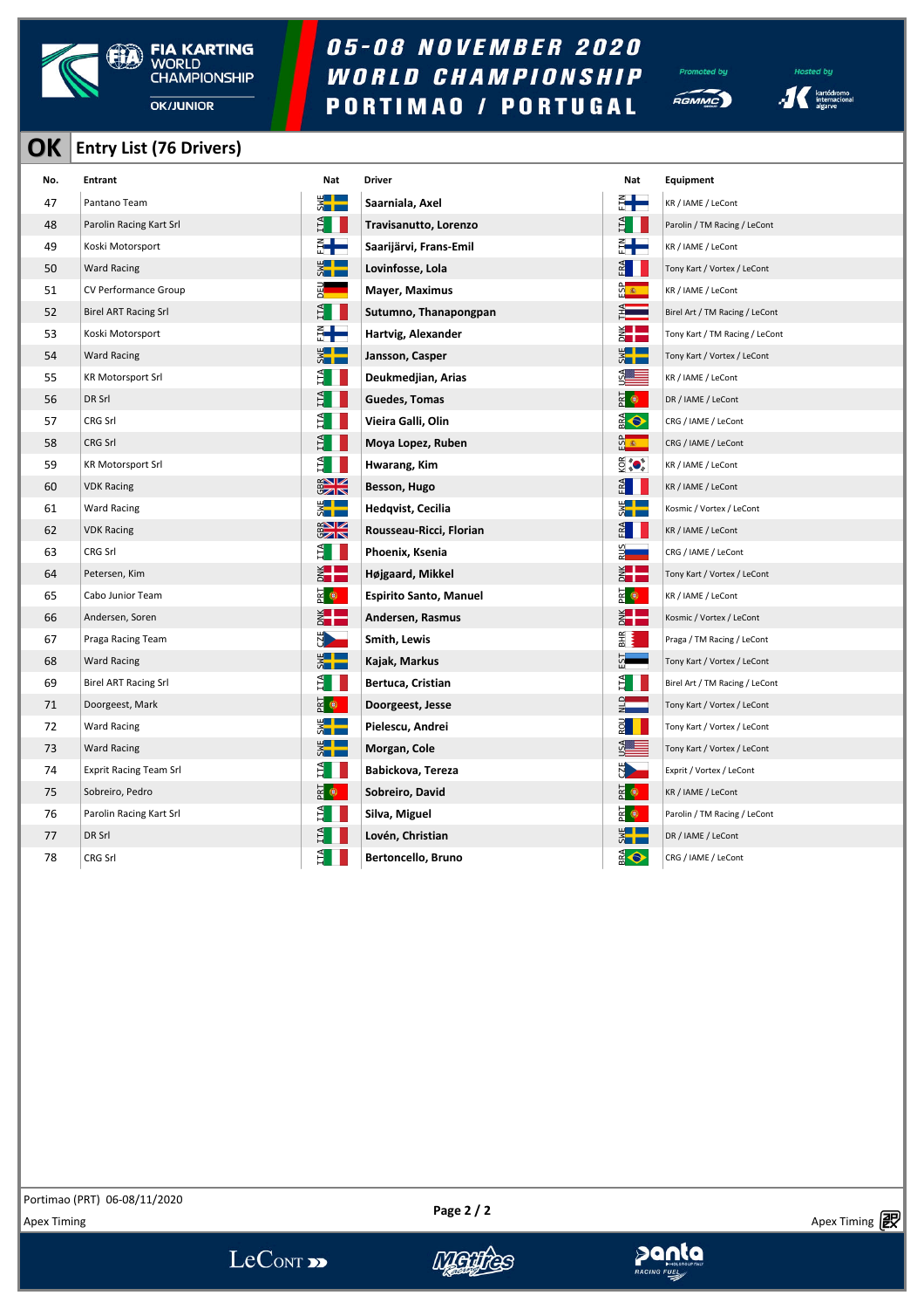# 05-08 NOVEMBER 2020 WORLD CHAMPIONSHIP PORTIMAO / PORTUGAL

FIA KARTING WORLD CHAMPIONSHIP OK/JUNIOR

Promoted by RGMMC — Hosted by Kartódromo Internacional Algarve

## OK Entry List (76 Drivers)

| No. | Entrant | Nat | Driver | Nat | Equipment |
|---|---|---|---|---|---|
| 47 | Pantano Team | SWE | Saarniala, Axel | FIN | KR / IAME / LeCont |
| 48 | Parolin Racing Kart Srl | ITA | Travisanutto, Lorenzo | ITA | Parolin / TM Racing / LeCont |
| 49 | Koski Motorsport | FIN | Saarijärvi, Frans-Emil | FIN | KR / IAME / LeCont |
| 50 | Ward Racing | SWE | Lovinfosse, Lola | FRA | Tony Kart / Vortex / LeCont |
| 51 | CV Performance Group | DEU | Mayer, Maximus | ESP | KR / IAME / LeCont |
| 52 | Birel ART Racing Srl | ITA | Sutumno, Thanapongpan | THA | Birel Art / TM Racing / LeCont |
| 53 | Koski Motorsport | FIN | Hartvig, Alexander | DNK | Tony Kart / TM Racing / LeCont |
| 54 | Ward Racing | SWE | Jansson, Casper | SWE | Tony Kart / Vortex / LeCont |
| 55 | KR Motorsport Srl | ITA | Deukmedjian, Arias | USA | KR / IAME / LeCont |
| 56 | DR Srl | ITA | Guedes, Tomas | PRT | DR / IAME / LeCont |
| 57 | CRG Srl | ITA | Vieira Galli, Olin | BRA | CRG / IAME / LeCont |
| 58 | CRG Srl | ITA | Moya Lopez, Ruben | ESP | CRG / IAME / LeCont |
| 59 | KR Motorsport Srl | ITA | Hwarang, Kim | KOR | KR / IAME / LeCont |
| 60 | VDK Racing | GBR | Besson, Hugo | FRA | KR / IAME / LeCont |
| 61 | Ward Racing | SWE | Hedqvist, Cecilia | SWE | Kosmic / Vortex / LeCont |
| 62 | VDK Racing | GBR | Rousseau-Ricci, Florian | FRA | KR / IAME / LeCont |
| 63 | CRG Srl | ITA | Phoenix, Ksenia | RUS | CRG / IAME / LeCont |
| 64 | Petersen, Kim | DNK | Højgaard, Mikkel | DNK | Tony Kart / Vortex / LeCont |
| 65 | Cabo Junior Team | PRT | Espirito Santo, Manuel | PRT | KR / IAME / LeCont |
| 66 | Andersen, Soren | DNK | Andersen, Rasmus | DNK | Kosmic / Vortex / LeCont |
| 67 | Praga Racing Team | CZE | Smith, Lewis | BHR | Praga / TM Racing / LeCont |
| 68 | Ward Racing | SWE | Kajak, Markus | EST | Tony Kart / Vortex / LeCont |
| 69 | Birel ART Racing Srl | ITA | Bertuca, Cristian | ITA | Birel Art / TM Racing / LeCont |
| 71 | Doorgeest, Mark | PRT | Doorgeest, Jesse | NLD | Tony Kart / Vortex / LeCont |
| 72 | Ward Racing | SWE | Pielescu, Andrei | ROU | Tony Kart / Vortex / LeCont |
| 73 | Ward Racing | SWE | Morgan, Cole | USA | Tony Kart / Vortex / LeCont |
| 74 | Exprit Racing Team Srl | ITA | Babickova, Tereza | CZE | Exprit / Vortex / LeCont |
| 75 | Sobreiro, Pedro | PRT | Sobreiro, David | PRT | KR / IAME / LeCont |
| 76 | Parolin Racing Kart Srl | ITA | Silva, Miguel | PRT | Parolin / TM Racing / LeCont |
| 77 | DR Srl | ITA | Lovén, Christian | SWE | DR / IAME / LeCont |
| 78 | CRG Srl | ITA | Bertoncello, Bruno | BRA | CRG / IAME / LeCont |

Portimao (PRT) 06-08/11/2020

Apex Timing